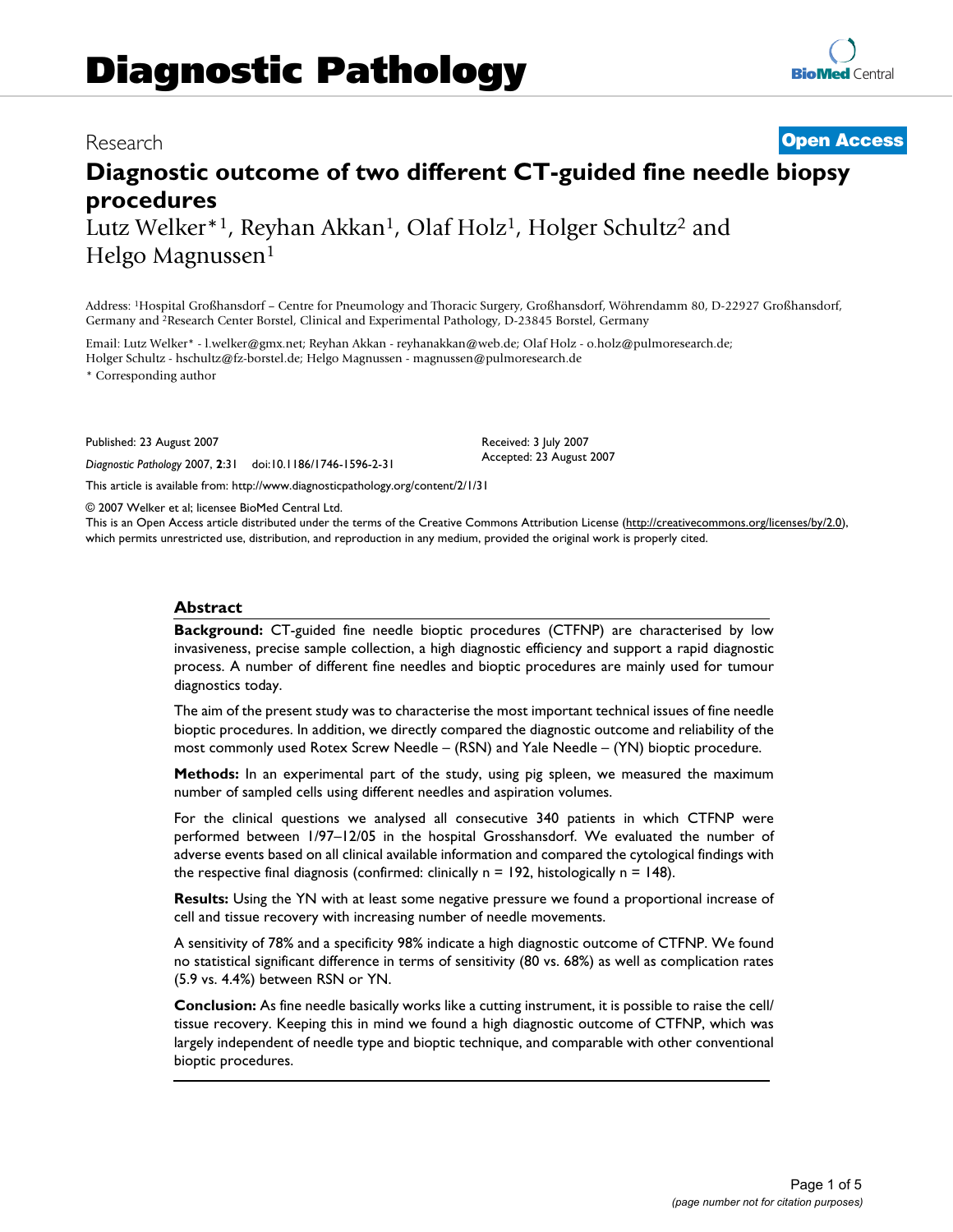# Diagnostic Pathology

Research

**Open Access**

# Diagnostic outcome of two different CT-guided fine needle biopsy procedures

Lutz Welker*[1], Reyhan Akkan[1], Olaf Holz[1], Holger Schultz[2] and Helgo Magnussen[1]

Address: [1]Hospital Großhansdorf – Centre for Pneumology and Thoracic Surgery, Großhansdorf, Wöhrendamm 80, D-22927 Großhansdorf, Germany and [2]Research Center Borstel, Clinical and Experimental Pathology, D-23845 Borstel, Germany

Email: Lutz Welker* - l.welker@gmx.net; Reyhan Akkan - reyhanakkan@web.de; Olaf Holz - o.holz@pulmoresearch.de; Holger Schultz - hschultz@fz-borstel.de; Helgo Magnussen - magnussen@pulmoresearch.de

* Corresponding author

Published: 23 August 2007

*Diagnostic Pathology* 2007, **2**:31 doi:10.1186/1746-1596-2-31

Received: 3 July 2007
Accepted: 23 August 2007

This article is available from: http://www.diagnosticpathology.org/content/2/1/31

© 2007 Welker et al; licensee BioMed Central Ltd.
This is an Open Access article distributed under the terms of the Creative Commons Attribution License (http://creativecommons.org/licenses/by/2.0), which permits unrestricted use, distribution, and reproduction in any medium, provided the original work is properly cited.

## Abstract

**Background:** CT-guided fine needle bioptic procedures (CTFNP) are characterised by low invasiveness, precise sample collection, a high diagnostic efficiency and support a rapid diagnostic process. A number of different fine needles and bioptic procedures are mainly used for tumour diagnostics today.

The aim of the present study was to characterise the most important technical issues of fine needle bioptic procedures. In addition, we directly compared the diagnostic outcome and reliability of the most commonly used Rotex Screw Needle – (RSN) and Yale Needle – (YN) bioptic procedure.

**Methods:** In an experimental part of the study, using pig spleen, we measured the maximum number of sampled cells using different needles and aspiration volumes.

For the clinical questions we analysed all consecutive 340 patients in which CTFNP were performed between 1/97–12/05 in the hospital Grosshansdorf. We evaluated the number of adverse events based on all clinical available information and compared the cytological findings with the respective final diagnosis (confirmed: clinically n = 192, histologically n = 148).

**Results:** Using the YN with at least some negative pressure we found a proportional increase of cell and tissue recovery with increasing number of needle movements.

A sensitivity of 78% and a specificity 98% indicate a high diagnostic outcome of CTFNP. We found no statistical significant difference in terms of sensitivity (80 vs. 68%) as well as complication rates (5.9 vs. 4.4%) between RSN or YN.

**Conclusion:** As fine needle basically works like a cutting instrument, it is possible to raise the cell/tissue recovery. Keeping this in mind we found a high diagnostic outcome of CTFNP, which was largely independent of needle type and bioptic technique, and comparable with other conventional bioptic procedures.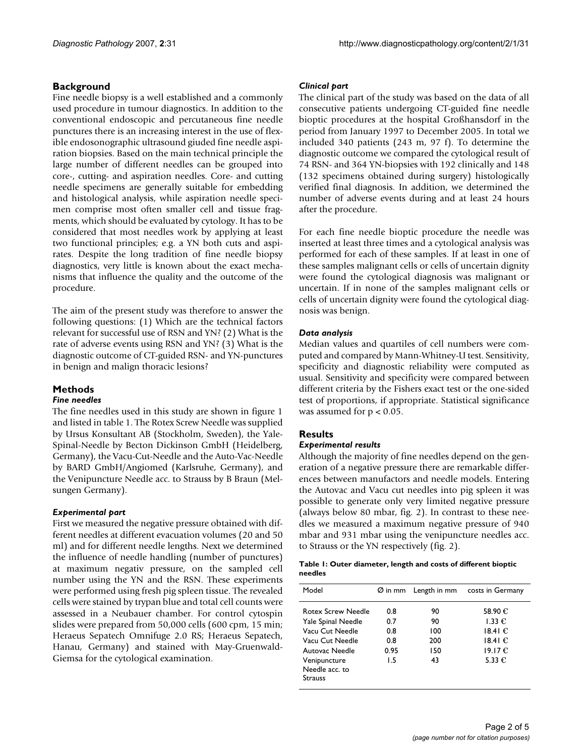## Background

Fine needle biopsy is a well established and a commonly used procedure in tumour diagnostics. In addition to the conventional endoscopic and percutaneous fine needle punctures there is an increasing interest in the use of flexible endosonographic ultrasound giuded fine needle aspiration biopsies. Based on the main technical principle the large number of different needles can be grouped into core-, cutting- and aspiration needles. Core- and cutting needle specimens are generally suitable for embedding and histological analysis, while aspiration needle specimen comprise most often smaller cell and tissue fragments, which should be evaluated by cytology. It has to be considered that most needles work by applying at least two functional principles; e.g. a YN both cuts and aspirates. Despite the long tradition of fine needle biopsy diagnostics, very little is known about the exact mechanisms that influence the quality and the outcome of the procedure.

The aim of the present study was therefore to answer the following questions: (1) Which are the technical factors relevant for successful use of RSN and YN? (2) What is the rate of adverse events using RSN and YN? (3) What is the diagnostic outcome of CT-guided RSN- and YN-punctures in benign and malign thoracic lesions?

## Methods

### *Fine needles*

The fine needles used in this study are shown in figure 1 and listed in table 1. The Rotex Screw Needle was supplied by Ursus Konsultant AB (Stockholm, Sweden), the Yale-Spinal-Needle by Becton Dickinson GmbH (Heidelberg, Germany), the Vacu-Cut-Needle and the Auto-Vac-Needle by BARD GmbH/Angiomed (Karlsruhe, Germany), and the Venipuncture Needle acc. to Strauss by B Braun (Melsungen Germany).

### *Experimental part*

First we measured the negative pressure obtained with different needles at different evacuation volumes (20 and 50 ml) and for different needle lengths. Next we determined the influence of needle handling (number of punctures) at maximum negativ pressure, on the sampled cell number using the YN and the RSN. These experiments were performed using fresh pig spleen tissue. The revealed cells were stained by trypan blue and total cell counts were assessed in a Neubauer chamber. For control cytospin slides were prepared from 50,000 cells (600 cpm, 15 min; Heraeus Sepatech Omnifuge 2.0 RS; Heraeus Sepatech, Hanau, Germany) and stained with May-Gruenwald-Giemsa for the cytological examination.

### *Clinical part*

The clinical part of the study was based on the data of all consecutive patients undergoing CT-guided fine needle bioptic procedures at the hospital Großhansdorf in the period from January 1997 to December 2005. In total we included 340 patients (243 m, 97 f). To determine the diagnostic outcome we compared the cytological result of 74 RSN- and 364 YN-biopsies with 192 clinically and 148 (132 specimens obtained during surgery) histologically verified final diagnosis. In addition, we determined the number of adverse events during and at least 24 hours after the procedure.

For each fine needle bioptic procedure the needle was inserted at least three times and a cytological analysis was performed for each of these samples. If at least in one of these samples malignant cells or cells of uncertain dignity were found the cytological diagnosis was malignant or uncertain. If in none of the samples malignant cells or cells of uncertain dignity were found the cytological diagnosis was benign.

### *Data analysis*

Median values and quartiles of cell numbers were computed and compared by Mann-Whitney-U test. Sensitivity, specificity and diagnostic reliability were computed as usual. Sensitivity and specificity were compared between different criteria by the Fishers exact test or the one-sided test of proportions, if appropriate. Statistical significance was assumed for $p < 0.05$.

## Results

### *Experimental results*

Although the majority of fine needles depend on the generation of a negative pressure there are remarkable differences between manufactors and needle models. Entering the Autovac and Vacu cut needles into pig spleen it was possible to generate only very limited negative pressure (always below 80 mbar, fig. 2). In contrast to these needles we measured a maximum negative pressure of 940 mbar and 931 mbar using the venipuncture needles acc. to Strauss or the YN respectively (fig. 2).

**Table 1: Outer diameter, length and costs of different bioptic needles**

| Model | Ø in mm | Length in mm | costs in Germany |
|---|---|---|---|
| Rotex Screw Needle | 0.8 | 90 | 58.90 € |
| Yale Spinal Needle | 0.7 | 90 | 1.33 € |
| Vacu Cut Needle | 0.8 | 100 | 18.41 € |
| Vacu Cut Needle | 0.8 | 200 | 18.41 € |
| Autovac Needle | 0.95 | 150 | 19.17 € |
| Venipuncture Needle acc. to Strauss | 1.5 | 43 | 5.33 € |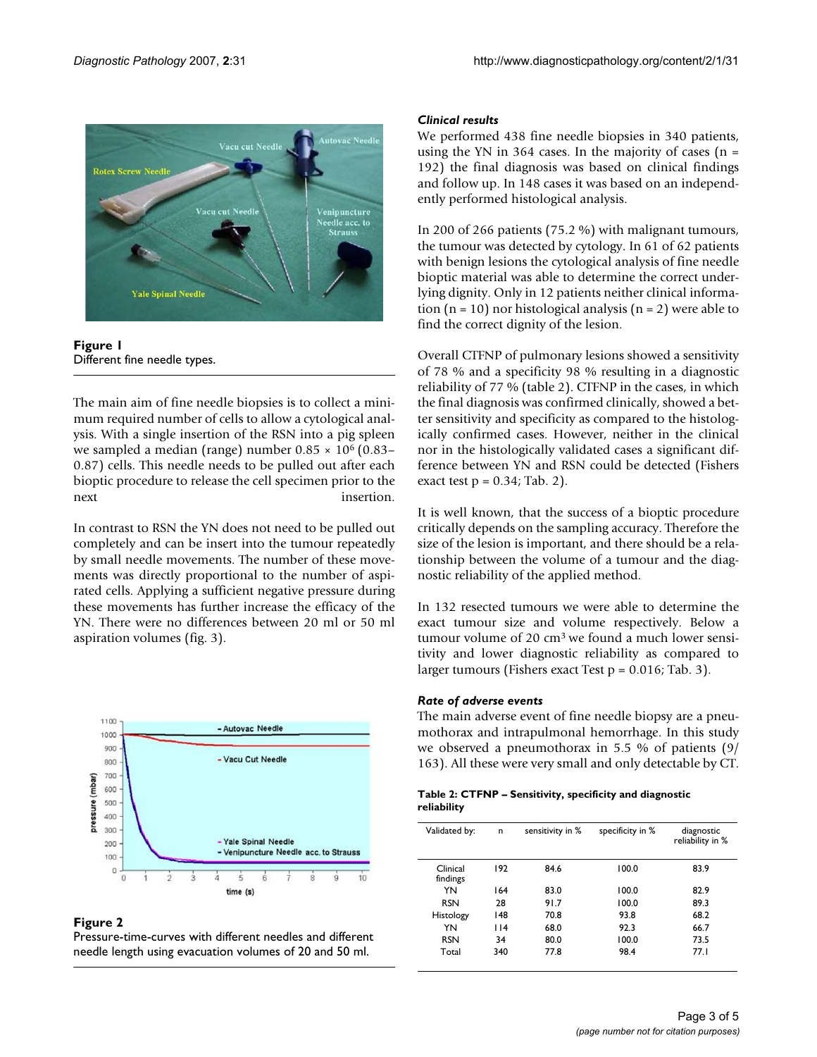Figure 1
Different fine needle types.

The main aim of fine needle biopsies is to collect a minimum required number of cells to allow a cytological analysis. With a single insertion of the RSN into a pig spleen we sampled a median (range) number $0.85 \times 10^6$ (0.83–0.87) cells. This needle needs to be pulled out after each bioptic procedure to release the cell specimen prior to the next insertion.

In contrast to RSN the YN does not need to be pulled out completely and can be insert into the tumour repeatedly by small needle movements. The number of these movements was directly proportional to the number of aspirated cells. Applying a sufficient negative pressure during these movements has further increase the efficacy of the YN. There were no differences between 20 ml or 50 ml aspiration volumes (fig. 3).

Figure 2
Pressure-time-curves with different needles and different needle length using evacuation volumes of 20 and 50 ml.

### *Clinical results*

We performed 438 fine needle biopsies in 340 patients, using the YN in 364 cases. In the majority of cases (n = 192) the final diagnosis was based on clinical findings and follow up. In 148 cases it was based on an independently performed histological analysis.

In 200 of 266 patients (75.2 %) with malignant tumours, the tumour was detected by cytology. In 61 of 62 patients with benign lesions the cytological analysis of fine needle bioptic material was able to determine the correct underlying dignity. Only in 12 patients neither clinical information (n = 10) nor histological analysis (n = 2) were able to find the correct dignity of the lesion.

Overall CTFNP of pulmonary lesions showed a sensitivity of 78 % and a specificity 98 % resulting in a diagnostic reliability of 77 % (table 2). CTFNP in the cases, in which the final diagnosis was confirmed clinically, showed a better sensitivity and specificity as compared to the histologically confirmed cases. However, neither in the clinical nor in the histologically validated cases a significant difference between YN and RSN could be detected (Fishers exact test p = 0.34; Tab. 2).

It is well known, that the success of a bioptic procedure critically depends on the sampling accuracy. Therefore the size of the lesion is important, and there should be a relationship between the volume of a tumour and the diagnostic reliability of the applied method.

In 132 resected tumours we were able to determine the exact tumour size and volume respectively. Below a tumour volume of 20 $cm^3$ we found a much lower sensitivity and lower diagnostic reliability as compared to larger tumours (Fishers exact Test p = 0.016; Tab. 3).

### *Rate of adverse events*

The main adverse event of fine needle biopsy are a pneumothorax and intrapulmonal hemorrhage. In this study we observed a pneumothorax in 5.5 % of patients (9/163). All these were very small and only detectable by CT.

**Table 2: CTFNP – Sensitivity, specificity and diagnostic reliability**

| Validated by: | n | sensitivity in % | specificity in % | diagnostic reliability in % |
|---|---|---|---|---|
| Clinical findings | 192 | 84.6 | 100.0 | 83.9 |
| YN | 164 | 83.0 | 100.0 | 82.9 |
| RSN | 28 | 91.7 | 100.0 | 89.3 |
| Histology | 148 | 70.8 | 93.8 | 68.2 |
| YN | 114 | 68.0 | 92.3 | 66.7 |
| RSN | 34 | 80.0 | 100.0 | 73.5 |
| Total | 340 | 77.8 | 98.4 | 77.1 |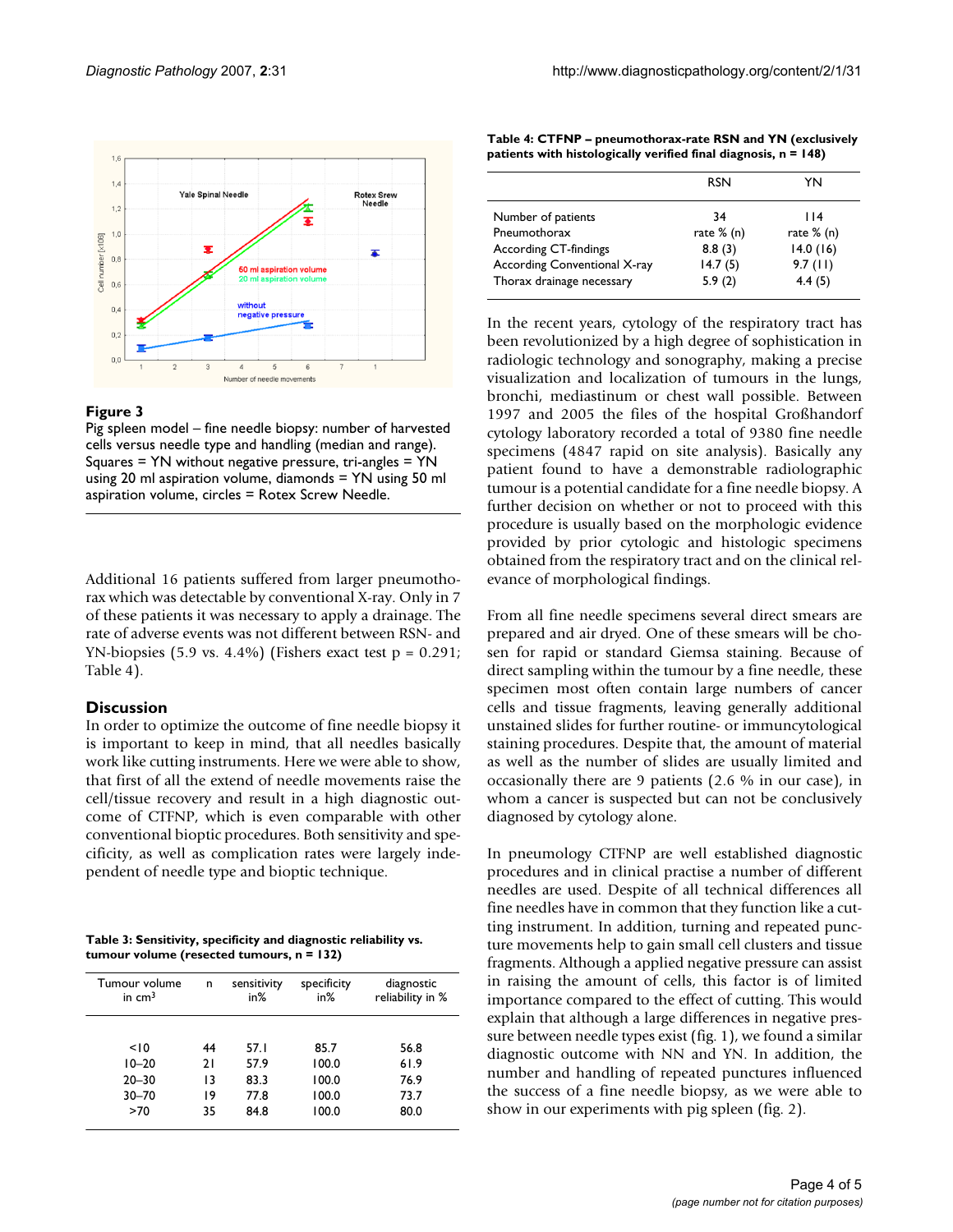**Figure 3**

Pig spleen model – fine needle biopsy: number of harvested cells versus needle type and handling (median and range). Squares = YN without negative pressure, tri-angles = YN using 20 ml aspiration volume, diamonds = YN using 50 ml aspiration volume, circles = Rotex Screw Needle.

Additional 16 patients suffered from larger pneumothorax which was detectable by conventional X-ray. Only in 7 of these patients it was necessary to apply a drainage. The rate of adverse events was not different between RSN- and YN-biopsies (5.9 vs. 4.4%) (Fishers exact test p = 0.291; Table 4).

## Discussion

In order to optimize the outcome of fine needle biopsy it is important to keep in mind, that all needles basically work like cutting instruments. Here we were able to show, that first of all the extend of needle movements raise the cell/tissue recovery and result in a high diagnostic outcome of CTFNP, which is even comparable with other conventional bioptic procedures. Both sensitivity and specificity, as well as complication rates were largely independent of needle type and bioptic technique.

**Table 3: Sensitivity, specificity and diagnostic reliability vs. tumour volume (resected tumours, n = 132)**

| Tumour volume in cm$^3$ | n | sensitivity in% | specificity in% | diagnostic reliability in % |
|---|---|---|---|---|
| <10 | 44 | 57.1 | 85.7 | 56.8 |
| 10–20 | 21 | 57.9 | 100.0 | 61.9 |
| 20–30 | 13 | 83.3 | 100.0 | 76.9 |
| 30–70 | 19 | 77.8 | 100.0 | 73.7 |
| >70 | 35 | 84.8 | 100.0 | 80.0 |

**Table 4: CTFNP – pneumothorax-rate RSN and YN (exclusively patients with histologically verified final diagnosis, n = 148)**

| | RSN | YN |
|---|---|---|
| Number of patients | 34 | 114 |
| Pneumothorax | rate % (n) | rate % (n) |
| According CT-findings | 8.8 (3) | 14.0 (16) |
| According Conventional X-ray | 14.7 (5) | 9.7 (11) |
| Thorax drainage necessary | 5.9 (2) | 4.4 (5) |

In the recent years, cytology of the respiratory tract has been revolutionized by a high degree of sophistication in radiologic technology and sonography, making a precise visualization and localization of tumours in the lungs, bronchi, mediastinum or chest wall possible. Between 1997 and 2005 the files of the hospital Großhandorf cytology laboratory recorded a total of 9380 fine needle specimens (4847 rapid on site analysis). Basically any patient found to have a demonstrable radiolographic tumour is a potential candidate for a fine needle biopsy. A further decision on whether or not to proceed with this procedure is usually based on the morphologic evidence provided by prior cytologic and histologic specimens obtained from the respiratory tract and on the clinical relevance of morphological findings.

From all fine needle specimens several direct smears are prepared and air dryed. One of these smears will be chosen for rapid or standard Giemsa staining. Because of direct sampling within the tumour by a fine needle, these specimen most often contain large numbers of cancer cells and tissue fragments, leaving generally additional unstained slides for further routine- or immuncytological staining procedures. Despite that, the amount of material as well as the number of slides are usually limited and occasionally there are 9 patients (2.6 % in our case), in whom a cancer is suspected but can not be conclusively diagnosed by cytology alone.

In pneumology CTFNP are well established diagnostic procedures and in clinical practise a number of different needles are used. Despite of all technical differences all fine needles have in common that they function like a cutting instrument. In addition, turning and repeated puncture movements help to gain small cell clusters and tissue fragments. Although a applied negative pressure can assist in raising the amount of cells, this factor is of limited importance compared to the effect of cutting. This would explain that although a large differences in negative pressure between needle types exist (fig. 1), we found a similar diagnostic outcome with NN and YN. In addition, the number and handling of repeated punctures influenced the success of a fine needle biopsy, as we were able to show in our experiments with pig spleen (fig. 2).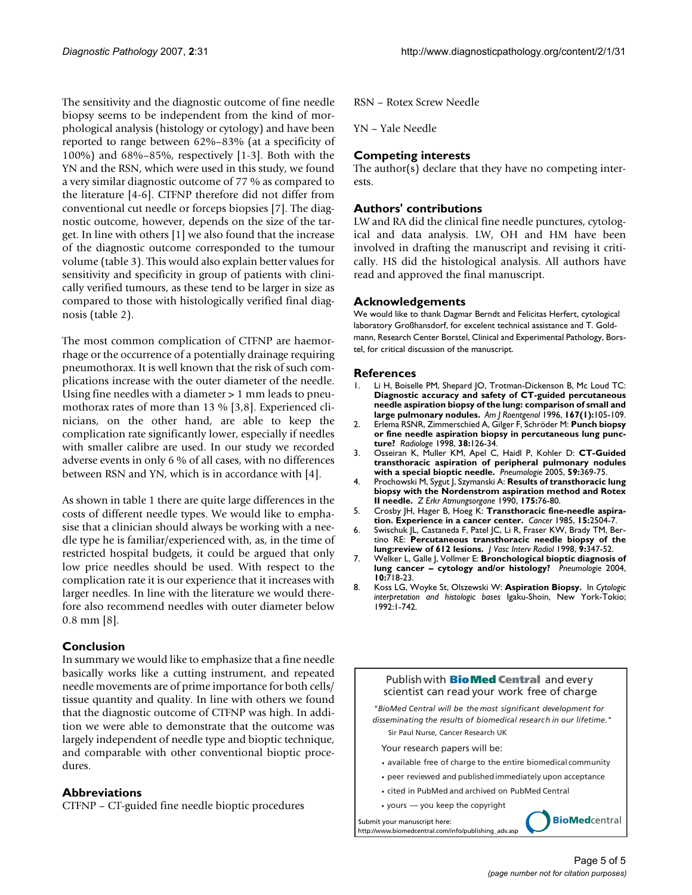The sensitivity and the diagnostic outcome of fine needle biopsy seems to be independent from the kind of morphological analysis (histology or cytology) and have been reported to range between 62%–83% (at a specificity of 100%) and 68%–85%, respectively [1-3]. Both with the YN and the RSN, which were used in this study, we found a very similar diagnostic outcome of 77 % as compared to the literature [4-6]. CTFNP therefore did not differ from conventional cut needle or forceps biopsies [7]. The diagnostic outcome, however, depends on the size of the target. In line with others [1] we also found that the increase of the diagnostic outcome corresponded to the tumour volume (table 3). This would also explain better values for sensitivity and specificity in group of patients with clinically verified tumours, as these tend to be larger in size as compared to those with histologically verified final diagnosis (table 2).

The most common complication of CTFNP are haemorrhage or the occurrence of a potentially drainage requiring pneumothorax. It is well known that the risk of such complications increase with the outer diameter of the needle. Using fine needles with a diameter > 1 mm leads to pneumothorax rates of more than 13 % [3,8]. Experienced clinicians, on the other hand, are able to keep the complication rate significantly lower, especially if needles with smaller calibre are used. In our study we recorded adverse events in only 6 % of all cases, with no differences between RSN and YN, which is in accordance with [4].

As shown in table 1 there are quite large differences in the costs of different needle types. We would like to emphasise that a clinician should always be working with a needle type he is familiar/experienced with, as, in the time of restricted hospital budgets, it could be argued that only low price needles should be used. With respect to the complication rate it is our experience that it increases with larger needles. In line with the literature we would therefore also recommend needles with outer diameter below 0.8 mm [8].

## Conclusion

In summary we would like to emphasize that a fine needle basically works like a cutting instrument, and repeated needle movements are of prime importance for both cells/tissue quantity and quality. In line with others we found that the diagnostic outcome of CTFNP was high. In addition we were able to demonstrate that the outcome was largely independent of needle type and bioptic technique, and comparable with other conventional bioptic procedures.

## Abbreviations

CTFNP – CT-guided fine needle bioptic procedures

RSN – Rotex Screw Needle

YN – Yale Needle

## Competing interests

The author(s) declare that they have no competing interests.

## Authors' contributions

LW and RA did the clinical fine needle punctures, cytological and data analysis. LW, OH and HM have been involved in drafting the manuscript and revising it critically. HS did the histological analysis. All authors have read and approved the final manuscript.

## Acknowledgements

We would like to thank Dagmar Berndt and Felicitas Herfert, cytological laboratory Großhansdorf, for excelent technical assistance and T. Goldmann, Research Center Borstel, Clinical and Experimental Pathology, Borstel, for critical discussion of the manuscript.

## References

1. Li H, Boiselle PM, Shepard JO, Trotman-Dickenson B, Mc Loud TC: **Diagnostic accuracy and safety of CT-guided percutaneous needle aspiration biopsy of the lung: comparison of small and large pulmonary nodules.** *Am J Roentgenol* 1996, **167(1):**105-109.
2. Erlema RSNR, Zimmerschied A, Gilger F, Schröder M: **Punch biopsy or fine needle aspiration biopsy in percutaneous lung puncture?** *Radiologe* 1998, **38:**126-34.
3. Osseiran K, Muller KM, Apel C, Haidl P, Kohler D: **CT-Guided transthoracic aspiration of peripheral pulmonary nodules with a special bioptic needle.** *Pneumologie* 2005, **59:**369-75.
4. Prochowski M, Sygut J, Szymanski A: **Results of transthoracic lung biopsy with the Nordenstrom aspiration method and Rotex II needle.** *Z Erkr Atmungsorgane* 1990, **175:**76-80.
5. Crosby JH, Hager B, Hoeg K: **Transthoracic fine-needle aspiration. Experience in a cancer center.** *Cancer* 1985, **15:**2504-7.
6. Swischuk JL, Castaneda F, Patel JC, Li R, Fraser KW, Brady TM, Bertino RE: **Percutaneous transthoracic needle biopsy of the lung:review of 612 lesions.** *J Vasc Interv Radiol* 1998, **9:**347-52.
7. Welker L, Galle J, Vollmer E: **Bronchological bioptic diagnosis of lung cancer – cytology and/or histology?** *Pneumologie* 2004, **10:**718-23.
8. Koss LG, Woyke St, Olszewski W: **Aspiration Biopsy.** In *Cytologic interpretation and histologic bases* Igaku-Shoin, New York-Tokio; 1992:1-742.

Publish with **BioMed Central** and every scientist can read your work free of charge

*"BioMed Central will be the most significant development for disseminating the results of biomedical research in our lifetime."*

Sir Paul Nurse, Cancer Research UK

Your research papers will be:

- available free of charge to the entire biomedical community
- peer reviewed and published immediately upon acceptance
- cited in PubMed and archived on PubMed Central
- yours — you keep the copyright

Submit your manuscript here:
http://www.biomedcentral.com/info/publishing_adv.asp

**BioMed**central